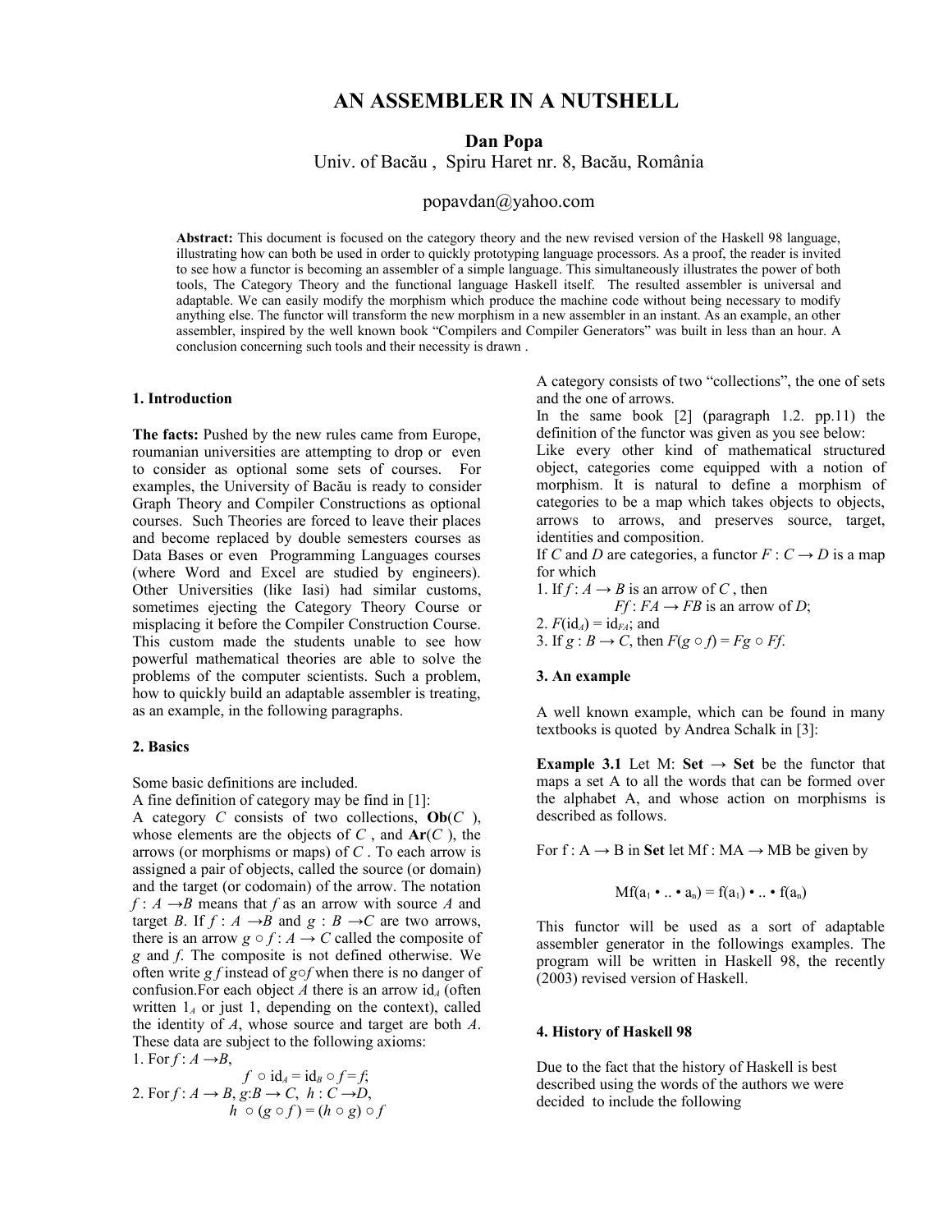# AN ASSEMBLER IN A NUTSHELL

**Dan Popa**

Univ. of Bacău , Spiru Haret nr. 8, Bacău, România

popavdan@yahoo.com

**Abstract:** This document is focused on the category theory and the new revised version of the Haskell 98 language, illustrating how can both be used in order to quickly prototyping language processors. As a proof, the reader is invited to see how a functor is becoming an assembler of a simple language. This simultaneously illustrates the power of both tools, The Category Theory and the functional language Haskell itself. The resulted assembler is universal and adaptable. We can easily modify the morphism which produce the machine code without being necessary to modify anything else. The functor will transform the new morphism in a new assembler in an instant. As an example, an other assembler, inspired by the well known book "Compilers and Compiler Generators" was built in less than an hour. A conclusion concerning such tools and their necessity is drawn .

## 1. Introduction

**The facts:** Pushed by the new rules came from Europe, roumanian universities are attempting to drop or even to consider as optional some sets of courses. For examples, the University of Bacău is ready to consider Graph Theory and Compiler Constructions as optional courses. Such Theories are forced to leave their places and become replaced by double semesters courses as Data Bases or even Programming Languages courses (where Word and Excel are studied by engineers). Other Universities (like Iasi) had similar customs, sometimes ejecting the Category Theory Course or misplacing it before the Compiler Construction Course. This custom made the students unable to see how powerful mathematical theories are able to solve the problems of the computer scientists. Such a problem, how to quickly build an adaptable assembler is treating, as an example, in the following paragraphs.

## 2. Basics

Some basic definitions are included.

A fine definition of category may be find in [1]:

A category $C$ consists of two collections, **Ob**($C$ ), whose elements are the objects of $C$ , and **Ar**($C$ ), the arrows (or morphisms or maps) of $C$ . To each arrow is assigned a pair of objects, called the source (or domain) and the target (or codomain) of the arrow. The notation $f : A \to B$ means that $f$ as an arrow with source $A$ and target $B$. If $f : A \to B$ and $g : B \to C$ are two arrows, there is an arrow $g \circ f : A \to C$ called the composite of $g$ and $f$. The composite is not defined otherwise. We often write $g\, f$ instead of $g \circ f$ when there is no danger of confusion.For each object $A$ there is an arrow $\mathrm{id}_A$ (often written $1_A$ or just 1, depending on the context), called the identity of $A$, whose source and target are both $A$. These data are subject to the following axioms:

1. For $f : A \to B$,

$$f \circ \mathrm{id}_A = \mathrm{id}_B \circ f = f;$$

2. For $f : A \to B$, $g : B \to C$, $h : C \to D$,

$$h \circ (g \circ f) = (h \circ g) \circ f$$

A category consists of two "collections", the one of sets and the one of arrows.

In the same book [2] (paragraph 1.2. pp.11) the definition of the functor was given as you see below:

Like every other kind of mathematical structured object, categories come equipped with a notion of morphism. It is natural to define a morphism of categories to be a map which takes objects to objects, arrows to arrows, and preserves source, target, identities and composition.

If $C$ and $D$ are categories, a functor $F : C \to D$ is a map for which

1. If $f : A \to B$ is an arrow of $C$ , then
   $Ff : FA \to FB$ is an arrow of $D$;
2. $F(\mathrm{id}_A) = \mathrm{id}_{FA}$; and
3. If $g : B \to C$, then $F(g \circ f) = Fg \circ Ff$.

## 3. An example

A well known example, which can be found in many textbooks is quoted by Andrea Schalk in [3]:

**Example 3.1** Let M: **Set** → **Set** be the functor that maps a set A to all the words that can be formed over the alphabet A, and whose action on morphisms is described as follows.

For f : A → B in **Set** let Mf : MA → MB be given by

$$Mf(a_1 \bullet .. \bullet a_n) = f(a_1) \bullet .. \bullet f(a_n)$$

This functor will be used as a sort of adaptable assembler generator in the followings examples. The program will be written in Haskell 98, the recently (2003) revised version of Haskell.

## 4. History of Haskell 98

Due to the fact that the history of Haskell is best described using the words of the authors we were decided to include the following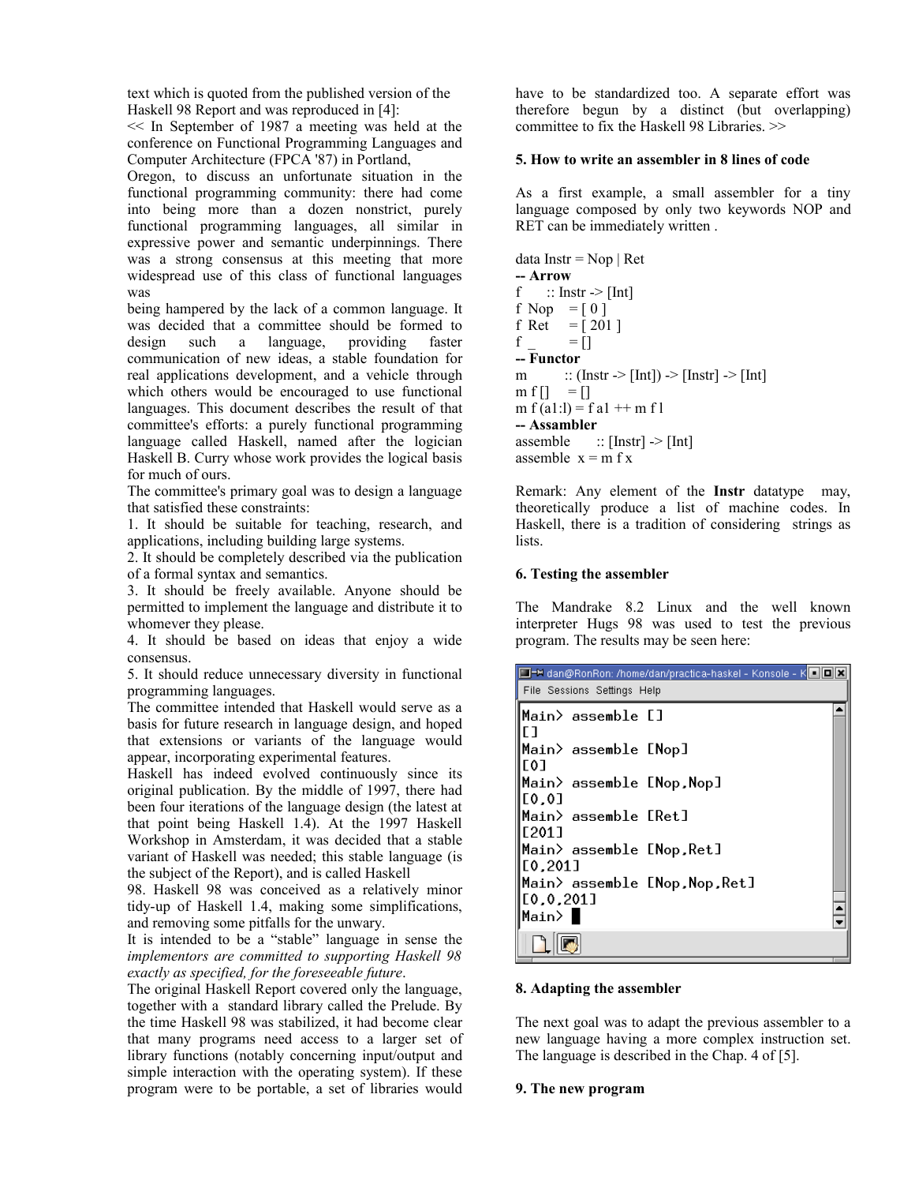text which is quoted from the published version of the Haskell 98 Report and was reproduced in [4]:

<< In September of 1987 a meeting was held at the conference on Functional Programming Languages and Computer Architecture (FPCA '87) in Portland, Oregon, to discuss an unfortunate situation in the functional programming community: there had come into being more than a dozen nonstrict, purely functional programming languages, all similar in expressive power and semantic underpinnings. There was a strong consensus at this meeting that more widespread use of this class of functional languages was being hampered by the lack of a common language. It was decided that a committee should be formed to design such a language, providing faster communication of new ideas, a stable foundation for real applications development, and a vehicle through which others would be encouraged to use functional languages. This document describes the result of that committee's efforts: a purely functional programming language called Haskell, named after the logician Haskell B. Curry whose work provides the logical basis for much of ours.

The committee's primary goal was to design a language that satisfied these constraints:

1. It should be suitable for teaching, research, and applications, including building large systems.
2. It should be completely described via the publication of a formal syntax and semantics.
3. It should be freely available. Anyone should be permitted to implement the language and distribute it to whomever they please.
4. It should be based on ideas that enjoy a wide consensus.
5. It should reduce unnecessary diversity in functional programming languages.

The committee intended that Haskell would serve as a basis for future research in language design, and hoped that extensions or variants of the language would appear, incorporating experimental features.

Haskell has indeed evolved continuously since its original publication. By the middle of 1997, there had been four iterations of the language design (the latest at that point being Haskell 1.4). At the 1997 Haskell Workshop in Amsterdam, it was decided that a stable variant of Haskell was needed; this stable language (is the subject of the Report), and is called Haskell 98. Haskell 98 was conceived as a relatively minor tidy-up of Haskell 1.4, making some simplifications, and removing some pitfalls for the unwary.

It is intended to be a "stable" language in sense the *implementors are committed to supporting Haskell 98 exactly as specified, for the foreseeable future*.

The original Haskell Report covered only the language, together with a standard library called the Prelude. By the time Haskell 98 was stabilized, it had become clear that many programs need access to a larger set of library functions (notably concerning input/output and simple interaction with the operating system). If these program were to be portable, a set of libraries would have to be standardized too. A separate effort was therefore begun by a distinct (but overlapping) committee to fix the Haskell 98 Libraries. >>

**5. How to write an assembler in 8 lines of code**

As a first example, a small assembler for a tiny language composed by only two keywords NOP and RET can be immediately written .

```
data Instr = Nop | Ret
-- Arrow
f      :: Instr -> [Int]
f  Nop    = [ 0 ]
f  Ret    = [ 201 ]
f  _      = []
-- Functor
m         :: (Instr -> [Int]) -> [Instr] -> [Int]
m f []    = []
m f (a1:l) = f a1 ++ m f l
-- Assambler
assemble      :: [Instr] -> [Int]
assemble  x = m f x
```

Remark: Any element of the **Instr** datatype may, theoretically produce a list of machine codes. In Haskell, there is a tradition of considering strings as lists.

**6. Testing the assembler**

The Mandrake 8.2 Linux and the well known interpreter Hugs 98 was used to test the previous program. The results may be seen here:

```
Main> assemble []
[]
Main> assemble [Nop]
[0]
Main> assemble [Nop,Nop]
[0,0]
Main> assemble [Ret]
[201]
Main> assemble [Nop,Ret]
[0,201]
Main> assemble [Nop,Nop,Ret]
[0,0,201]
Main>
```

**8. Adapting the assembler**

The next goal was to adapt the previous assembler to a new language having a more complex instruction set. The language is described in the Chap. 4 of [5].

**9. The new program**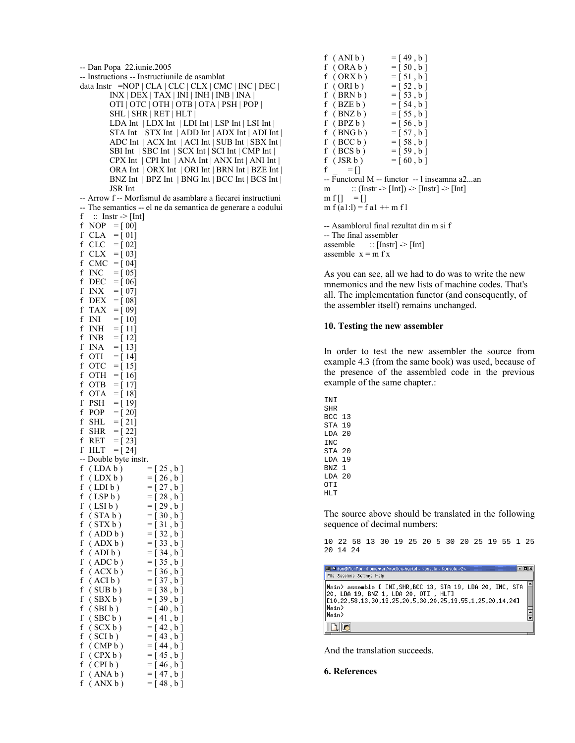```
-- Dan Popa  22.iunie.2005
-- Instructions -- Instructiunile de asamblat
data Instr   =NOP | CLA | CLC | CLX | CMC | INC | DEC |
             INX | DEX | TAX | INI | INH | INB | INA |
             OTI | OTC | OTH | OTB | OTA | PSH | POP |
             SHL | SHR | RET | HLT |
             LDA Int  | LDX Int  | LDI Int | LSP Int | LSI Int |
             STA Int  | STX Int  | ADD Int | ADX Int | ADI Int |
             ADC Int  | ACX Int  | ACI Int | SUB Int | SBX Int |
             SBI Int  | SBC Int  | SCX Int | SCI Int | CMP Int |
             CPX Int  | CPI Int  | ANA Int | ANX Int | ANI Int |
             ORA Int  | ORX Int  | ORI Int | BRN Int | BZE Int |
             BNZ Int  | BPZ Int  | BNG Int | BCC Int | BCS Int |
             JSR Int
-- Arrow f -- Morfismul de asamblare a fiecarei instructiuni
-- The semantics -- el ne da semantica de generare a codului
f    ::  Instr -> [Int]
f  NOP   = [ 00]
f  CLA   = [ 01]
f  CLC   = [ 02]
f  CLX   = [ 03]
f  CMC   = [ 04]
f  INC   = [ 05]
f  DEC   = [ 06]
f  INX   = [ 07]
f  DEX   = [ 08]
f  TAX   = [ 09]
f  INI   = [ 10]
f  INH   = [ 11]
f  INB   = [ 12]
f  INA   = [ 13]
f  OTI   = [ 14]
f  OTC   = [ 15]
f  OTH   = [ 16]
f  OTB   = [ 17]
f  OTA   = [ 18]
f  PSH   = [ 19]
f  POP   = [ 20]
f  SHL   = [ 21]
f  SHR   = [ 22]
f  RET   = [ 23]
f  HLT   = [ 24]
-- Double byte instr.
f  ( LDA b )        = [ 25 , b ]
f  ( LDX b )        = [ 26 , b ]
f  ( LDI b )        = [ 27 , b ]
f  ( LSP b )        = [ 28 , b ]
f  ( LSI b )        = [ 29 , b ]
f  ( STA b )        = [ 30 , b ]
f  ( STX b )        = [ 31 , b ]
f  ( ADD b )        = [ 32 , b ]
f  ( ADX b )        = [ 33 , b ]
f  ( ADI b )        = [ 34 , b ]
f  ( ADC b )        = [ 35 , b ]
f  ( ACX b )        = [ 36 , b ]
f  ( ACI b )        = [ 37 , b ]
f  ( SUB b )        = [ 38 , b ]
f  ( SBX b )        = [ 39 , b ]
f  ( SBI b )        = [ 40 , b ]
f  ( SBC b )        = [ 41 , b ]
f  ( SCX b )        = [ 42 , b ]
f  ( SCI b )        = [ 43 , b ]
f  ( CMP b )        = [ 44 , b ]
f  ( CPX b )        = [ 45 , b ]
f  ( CPI b )        = [ 46 , b ]
f  ( ANA b )        = [ 47 , b ]
f  ( ANX b )        = [ 48 , b ]
f  ( ANI b )        = [ 49 , b ]
f  ( ORA b )        = [ 50 , b ]
f  ( ORX b )        = [ 51 , b ]
f  ( ORI b )        = [ 52 , b ]
f  ( BRN b )        = [ 53 , b ]
f  ( BZE b )        = [ 54 , b ]
f  ( BNZ b )        = [ 55 , b ]
f  ( BPZ b )        = [ 56 , b ]
f  ( BNG b )        = [ 57 , b ]
f  ( BCC b )        = [ 58 , b ]
f  ( BCS b )        = [ 59 , b ]
f  ( JSR b )        = [ 60 , b ]
f  _     = []
-- Functorul M -- functor  -- l inseamna a2...an
m         :: (Instr -> [Int]) -> [Instr] -> [Int]
m f []    = []
m f (a1:l) = f a1 ++ m f l

-- Asamblorul final rezultat din m si f
-- The final assembler
assemble      :: [Instr] -> [Int]
assemble  x = m f x
```

As you can see, all we had to do was to write the new mnemonics and the new lists of machine codes. That's all. The implementation functor (and consequently, of the assembler itself) remains unchanged.

## 10. Testing the new assembler

In order to test the new assembler the source from example 4.3 (from the same book) was used, because of the presence of the assembled code in the previous example of the same chapter.:

```
INI
SHR
BCC 13
STA 19
LDA 20
INC
STA 20
LDA 19
BNZ 1
LDA 20
OTI
HLT
```

The source above should be translated in the following sequence of decimal numbers:

```
10 22 58 13 30 19 25 20 5 30 20 25 19 55 1 25
20 14 24
```

```
Main> assemble [ INI,SHR,BCC 13, STA 19, LDA 20, INC, STA
20, LDA 19, BNZ 1, LDA 20, OTI , HLT]
[10,22,58,13,30,19,25,20,5,30,20,25,19,55,1,25,20,14,24]
Main>
Main>
```

And the translation succeeds.

## 6. References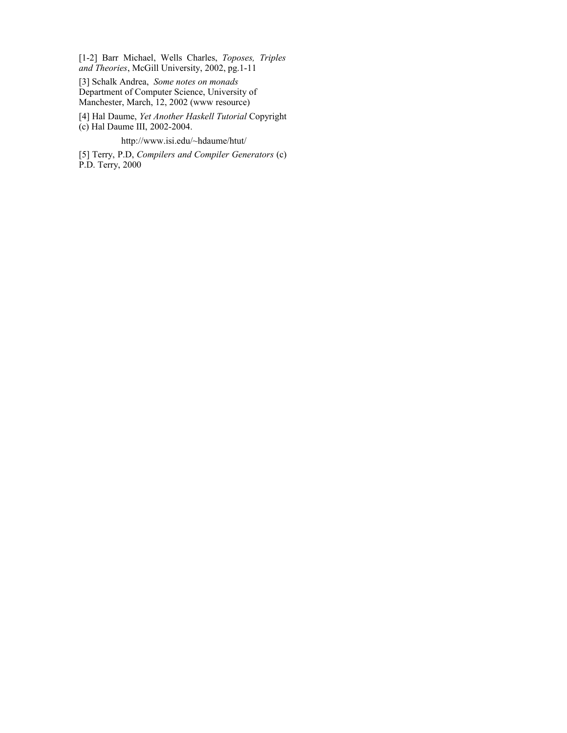[1-2] Barr Michael, Wells Charles, *Toposes, Triples and Theories*, McGill University, 2002, pg.1-11

[3] Schalk Andrea, *Some notes on monads*
Department of Computer Science, University of Manchester, March, 12, 2002 (www resource)

[4] Hal Daume, *Yet Another Haskell Tutorial* Copyright (c) Hal Daume III, 2002-2004.

http://www.isi.edu/~hdaume/htut/

[5] Terry, P.D, *Compilers and Compiler Generators* (c) P.D. Terry, 2000